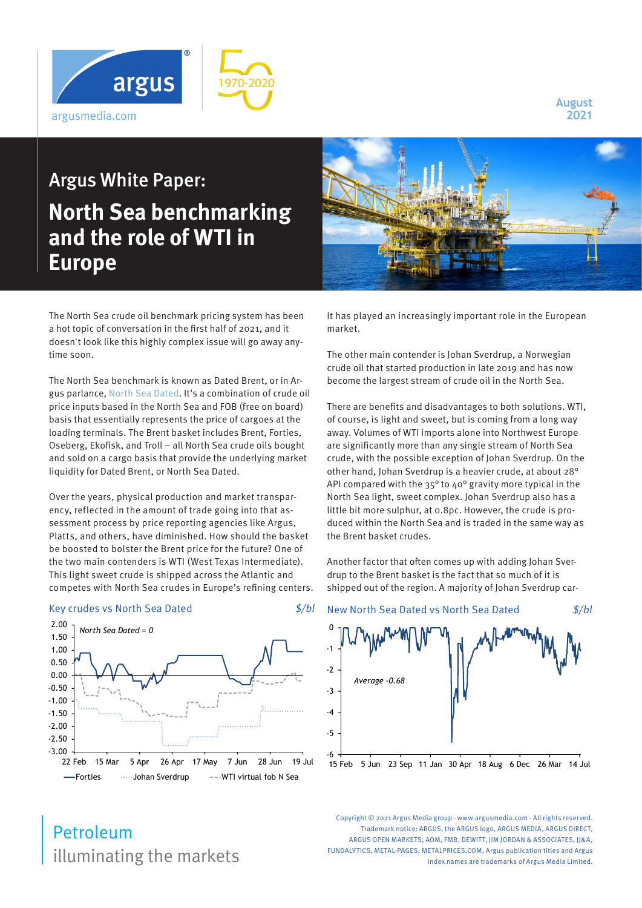argusmedia.com

August 2021

## Argus White Paper:

# North Sea benchmarking and the role of WTI in Europe

The North Sea crude oil benchmark pricing system has been a hot topic of conversation in the first half of 2021, and it doesn't look like this highly complex issue will go away anytime soon.

The North Sea benchmark is known as Dated Brent, or in Argus parlance, North Sea Dated. It's a combination of crude oil price inputs based in the North Sea and FOB (free on board) basis that essentially represents the price of cargoes at the loading terminals. The Brent basket includes Brent, Forties, Oseberg, Ekofisk, and Troll – all North Sea crude oils bought and sold on a cargo basis that provide the underlying market liquidity for Dated Brent, or North Sea Dated.

Over the years, physical production and market transparency, reflected in the amount of trade going into that assessment process by price reporting agencies like Argus, Platts, and others, have diminished. How should the basket be boosted to bolster the Brent price for the future? One of the two main contenders is WTI (West Texas Intermediate). This light sweet crude is shipped across the Atlantic and competes with North Sea crudes in Europe's refining centers. It has played an increasingly important role in the European market.

The other main contender is Johan Sverdrup, a Norwegian crude oil that started production in late 2019 and has now become the largest stream of crude oil in the North Sea.

There are benefits and disadvantages to both solutions. WTI, of course, is light and sweet, but is coming from a long way away. Volumes of WTI imports alone into Northwest Europe are significantly more than any single stream of North Sea crude, with the possible exception of Johan Sverdrup. On the other hand, Johan Sverdrup is a heavier crude, at about 28° API compared with the 35° to 40° gravity more typical in the North Sea light, sweet complex. Johan Sverdrup also has a little bit more sulphur, at 0.8pc. However, the crude is produced within the North Sea and is traded in the same way as the Brent basket crudes.

Another factor that often comes up with adding Johan Sverdrup to the Brent basket is the fact that so much of it is shipped out of the region. A majority of Johan Sverdrup car-

**Key crudes vs North Sea Dated** — $/bl

North Sea Dated = 0

Forties · Johan Sverdrup · WTI virtual fob N Sea

**New North Sea Dated vs North Sea Dated** — $/bl

Average -0.68

## Petroleum
illuminating the markets

Copyright © 2021 Argus Media group - www.argusmedia.com - All rights reserved.
Trademark notice: ARGUS, the ARGUS logo, ARGUS MEDIA, ARGUS DIRECT, ARGUS OPEN MARKETS, AOM, FMB, DEWITT, JIM JORDAN & ASSOCIATES, JJ&A, FUNDALYTICS, METAL-PAGES, METALPRICES.COM, Argus publication titles and Argus index names are trademarks of Argus Media Limited.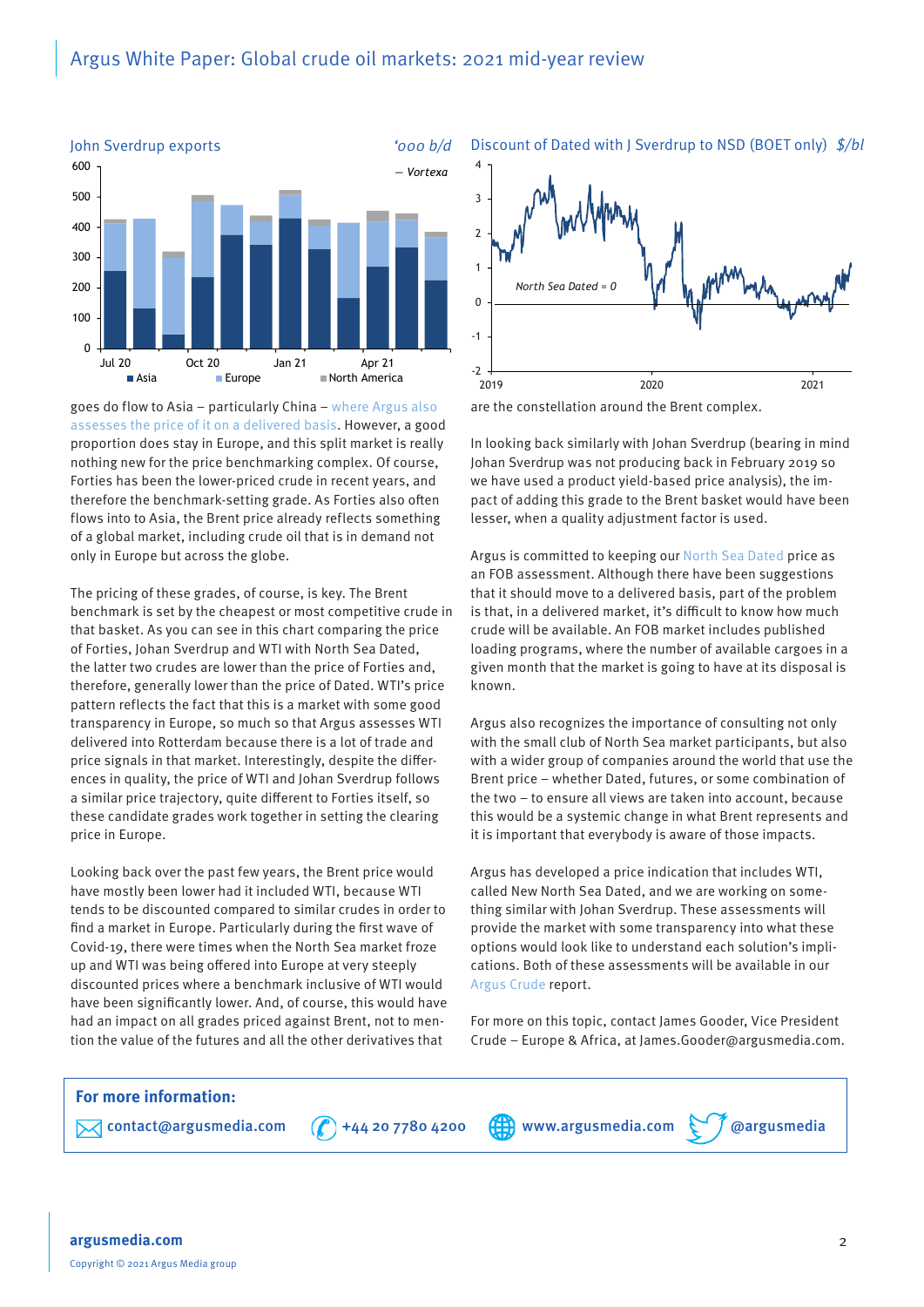John Sverdrup exports

'000 b/d

600
500
400
300
200
100
0

— Vortexa

Jul 20
Oct 20
Jan 21
Apr 21

Asia
Europe
North America

Discount of Dated with J Sverdrup to NSD (BOET only) $/bl

4
3
2
1
0
-1
-2

North Sea Dated = 0

2019
2020
2021

goes do flow to Asia – particularly China – where Argus also assesses the price of it on a delivered basis. However, a good proportion does stay in Europe, and this split market is really nothing new for the price benchmarking complex. Of course, Forties has been the lower-priced crude in recent years, and therefore the benchmark-setting grade. As Forties also often flows into to Asia, the Brent price already reflects something of a global market, including crude oil that is in demand not only in Europe but across the globe.

The pricing of these grades, of course, is key. The Brent benchmark is set by the cheapest or most competitive crude in that basket. As you can see in this chart comparing the price of Forties, Johan Sverdrup and WTI with North Sea Dated, the latter two crudes are lower than the price of Forties and, therefore, generally lower than the price of Dated. WTI's price pattern reflects the fact that this is a market with some good transparency in Europe, so much so that Argus assesses WTI delivered into Rotterdam because there is a lot of trade and price signals in that market. Interestingly, despite the differences in quality, the price of WTI and Johan Sverdrup follows a similar price trajectory, quite different to Forties itself, so these candidate grades work together in setting the clearing price in Europe.

Looking back over the past few years, the Brent price would have mostly been lower had it included WTI, because WTI tends to be discounted compared to similar crudes in order to find a market in Europe. Particularly during the first wave of Covid-19, there were times when the North Sea market froze up and WTI was being offered into Europe at very steeply discounted prices where a benchmark inclusive of WTI would have been significantly lower. And, of course, this would have had an impact on all grades priced against Brent, not to mention the value of the futures and all the other derivatives that are the constellation around the Brent complex.

In looking back similarly with Johan Sverdrup (bearing in mind Johan Sverdrup was not producing back in February 2019 so we have used a product yield-based price analysis), the impact of adding this grade to the Brent basket would have been lesser, when a quality adjustment factor is used.

Argus is committed to keeping our North Sea Dated price as an FOB assessment. Although there have been suggestions that it should move to a delivered basis, part of the problem is that, in a delivered market, it's difficult to know how much crude will be available. An FOB market includes published loading programs, where the number of available cargoes in a given month that the market is going to have at its disposal is known.

Argus also recognizes the importance of consulting not only with the small club of North Sea market participants, but also with a wider group of companies around the world that use the Brent price – whether Dated, futures, or some combination of the two – to ensure all views are taken into account, because this would be a systemic change in what Brent represents and it is important that everybody is aware of those impacts.

Argus has developed a price indication that includes WTI, called New North Sea Dated, and we are working on something similar with Johan Sverdrup. These assessments will provide the market with some transparency into what these options would look like to understand each solution's implications. Both of these assessments will be available in our Argus Crude report.

For more on this topic, contact James Gooder, Vice President Crude – Europe & Africa, at James.Gooder@argusmedia.com.

**For more information:**

contact@argusmedia.com | +44 20 7780 4200 | www.argusmedia.com | @argusmedia